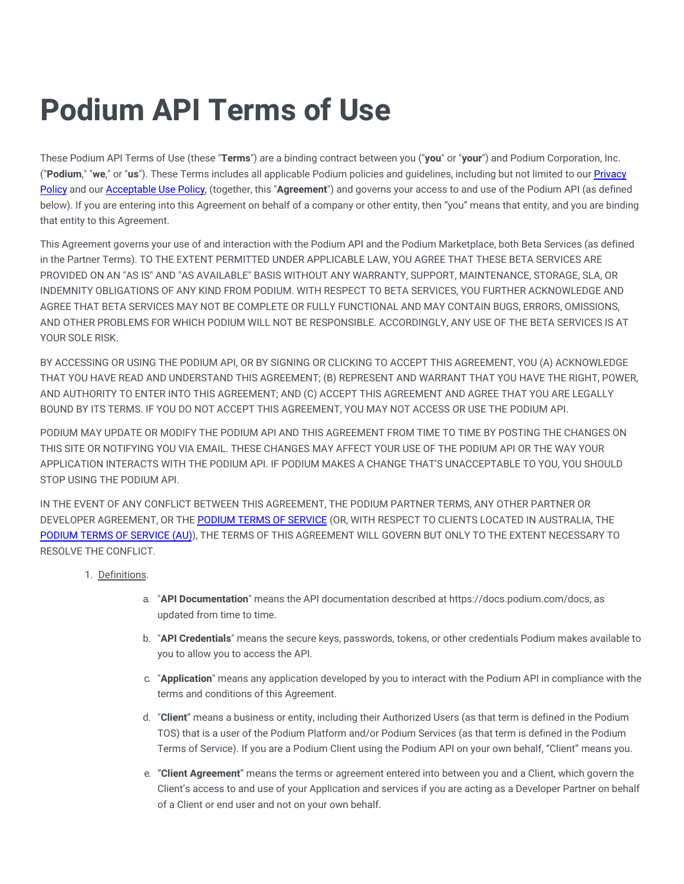# Podium API Terms of Use

These Podium API Terms of Use (these "**Terms**") are a binding contract between you ("**you**" or "**your**") and Podium Corporation, Inc. ("**Podium**," "**we**," or "**us**"). These Terms includes all applicable Podium policies and guidelines, including but not limited to our Privacy Policy and our Acceptable Use Policy, (together, this "**Agreement**") and governs your access to and use of the Podium API (as defined below). If you are entering into this Agreement on behalf of a company or other entity, then "you" means that entity, and you are binding that entity to this Agreement.

This Agreement governs your use of and interaction with the Podium API and the Podium Marketplace, both Beta Services (as defined in the Partner Terms). TO THE EXTENT PERMITTED UNDER APPLICABLE LAW, YOU AGREE THAT THESE BETA SERVICES ARE PROVIDED ON AN "AS IS" AND "AS AVAILABLE" BASIS WITHOUT ANY WARRANTY, SUPPORT, MAINTENANCE, STORAGE, SLA, OR INDEMNITY OBLIGATIONS OF ANY KIND FROM PODIUM. WITH RESPECT TO BETA SERVICES, YOU FURTHER ACKNOWLEDGE AND AGREE THAT BETA SERVICES MAY NOT BE COMPLETE OR FULLY FUNCTIONAL AND MAY CONTAIN BUGS, ERRORS, OMISSIONS, AND OTHER PROBLEMS FOR WHICH PODIUM WILL NOT BE RESPONSIBLE. ACCORDINGLY, ANY USE OF THE BETA SERVICES IS AT YOUR SOLE RISK.

BY ACCESSING OR USING THE PODIUM API, OR BY SIGNING OR CLICKING TO ACCEPT THIS AGREEMENT, YOU (A) ACKNOWLEDGE THAT YOU HAVE READ AND UNDERSTAND THIS AGREEMENT; (B) REPRESENT AND WARRANT THAT YOU HAVE THE RIGHT, POWER, AND AUTHORITY TO ENTER INTO THIS AGREEMENT; AND (C) ACCEPT THIS AGREEMENT AND AGREE THAT YOU ARE LEGALLY BOUND BY ITS TERMS. IF YOU DO NOT ACCEPT THIS AGREEMENT, YOU MAY NOT ACCESS OR USE THE PODIUM API.

PODIUM MAY UPDATE OR MODIFY THE PODIUM API AND THIS AGREEMENT FROM TIME TO TIME BY POSTING THE CHANGES ON THIS SITE OR NOTIFYING YOU VIA EMAIL. THESE CHANGES MAY AFFECT YOUR USE OF THE PODIUM API OR THE WAY YOUR APPLICATION INTERACTS WITH THE PODIUM API. IF PODIUM MAKES A CHANGE THAT'S UNACCEPTABLE TO YOU, YOU SHOULD STOP USING THE PODIUM API.

IN THE EVENT OF ANY CONFLICT BETWEEN THIS AGREEMENT, THE PODIUM PARTNER TERMS, ANY OTHER PARTNER OR DEVELOPER AGREEMENT, OR THE PODIUM TERMS OF SERVICE (OR, WITH RESPECT TO CLIENTS LOCATED IN AUSTRALIA, THE PODIUM TERMS OF SERVICE (AU)), THE TERMS OF THIS AGREEMENT WILL GOVERN BUT ONLY TO THE EXTENT NECESSARY TO RESOLVE THE CONFLICT.

1. Definitions.
   a. "**API Documentation**" means the API documentation described at https://docs.podium.com/docs, as updated from time to time.
   b. "**API Credentials**" means the secure keys, passwords, tokens, or other credentials Podium makes available to you to allow you to access the API.
   c. "**Application**" means any application developed by you to interact with the Podium API in compliance with the terms and conditions of this Agreement.
   d. "**Client**" means a business or entity, including their Authorized Users (as that term is defined in the Podium TOS) that is a user of the Podium Platform and/or Podium Services (as that term is defined in the Podium Terms of Service). If you are a Podium Client using the Podium API on your own behalf, "Client" means you.
   e. "**Client Agreement**" means the terms or agreement entered into between you and a Client, which govern the Client's access to and use of your Application and services if you are acting as a Developer Partner on behalf of a Client or end user and not on your own behalf.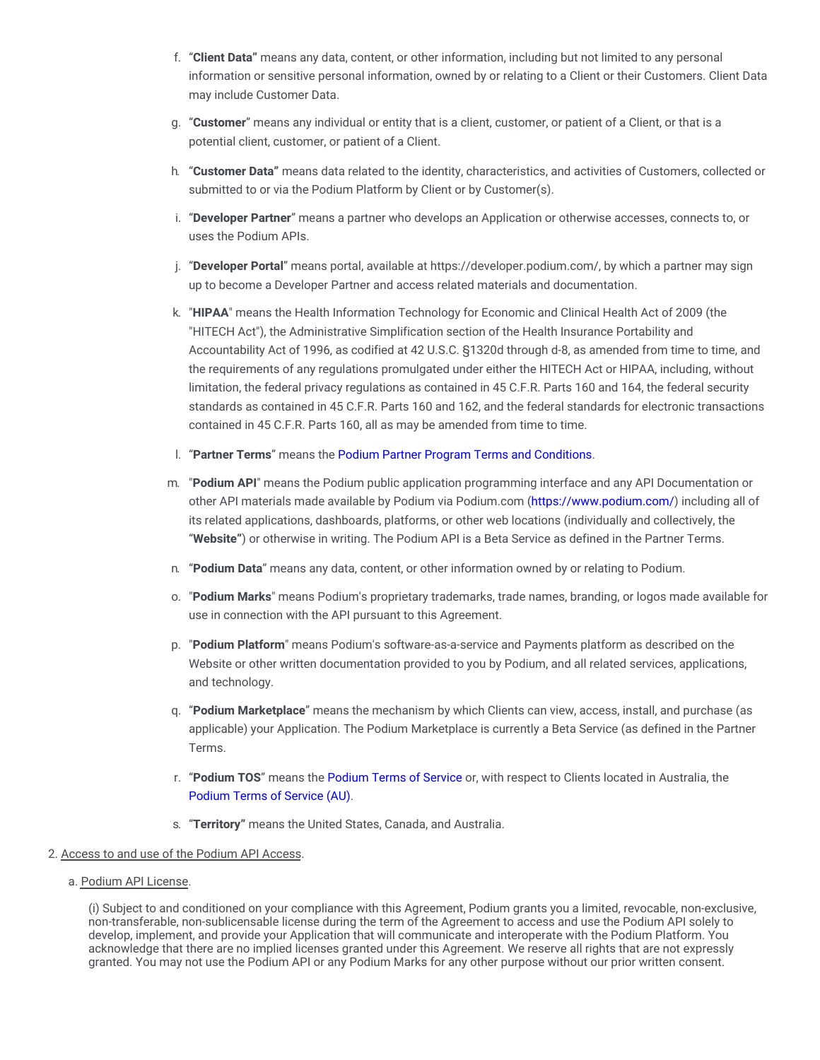f. "**Client Data"** means any data, content, or other information, including but not limited to any personal information or sensitive personal information, owned by or relating to a Client or their Customers. Client Data may include Customer Data.

g. "**Customer**" means any individual or entity that is a client, customer, or patient of a Client, or that is a potential client, customer, or patient of a Client.

h. "**Customer Data"** means data related to the identity, characteristics, and activities of Customers, collected or submitted to or via the Podium Platform by Client or by Customer(s).

i. "**Developer Partner**" means a partner who develops an Application or otherwise accesses, connects to, or uses the Podium APIs.

j. "**Developer Portal**" means portal, available at https://developer.podium.com/, by which a partner may sign up to become a Developer Partner and access related materials and documentation.

k. "**HIPAA**" means the Health Information Technology for Economic and Clinical Health Act of 2009 (the "HITECH Act"), the Administrative Simplification section of the Health Insurance Portability and Accountability Act of 1996, as codified at 42 U.S.C. §1320d through d-8, as amended from time to time, and the requirements of any regulations promulgated under either the HITECH Act or HIPAA, including, without limitation, the federal privacy regulations as contained in 45 C.F.R. Parts 160 and 164, the federal security standards as contained in 45 C.F.R. Parts 160 and 162, and the federal standards for electronic transactions contained in 45 C.F.R. Parts 160, all as may be amended from time to time.

l. "**Partner Terms**" means the Podium Partner Program Terms and Conditions.

m. "**Podium API**" means the Podium public application programming interface and any API Documentation or other API materials made available by Podium via Podium.com (https://www.podium.com/) including all of its related applications, dashboards, platforms, or other web locations (individually and collectively, the "**Website"**) or otherwise in writing. The Podium API is a Beta Service as defined in the Partner Terms.

n. "**Podium Data**" means any data, content, or other information owned by or relating to Podium.

o. "**Podium Marks**" means Podium's proprietary trademarks, trade names, branding, or logos made available for use in connection with the API pursuant to this Agreement.

p. "**Podium Platform**" means Podium's software-as-a-service and Payments platform as described on the Website or other written documentation provided to you by Podium, and all related services, applications, and technology.

q. "**Podium Marketplace**" means the mechanism by which Clients can view, access, install, and purchase (as applicable) your Application. The Podium Marketplace is currently a Beta Service (as defined in the Partner Terms.

r. "**Podium TOS**" means the Podium Terms of Service or, with respect to Clients located in Australia, the Podium Terms of Service (AU).

s. **"Territory"** means the United States, Canada, and Australia.

2. Access to and use of the Podium API Access.

a. Podium API License.

(i) Subject to and conditioned on your compliance with this Agreement, Podium grants you a limited, revocable, non-exclusive, non-transferable, non-sublicensable license during the term of the Agreement to access and use the Podium API solely to develop, implement, and provide your Application that will communicate and interoperate with the Podium Platform. You acknowledge that there are no implied licenses granted under this Agreement. We reserve all rights that are not expressly granted. You may not use the Podium API or any Podium Marks for any other purpose without our prior written consent.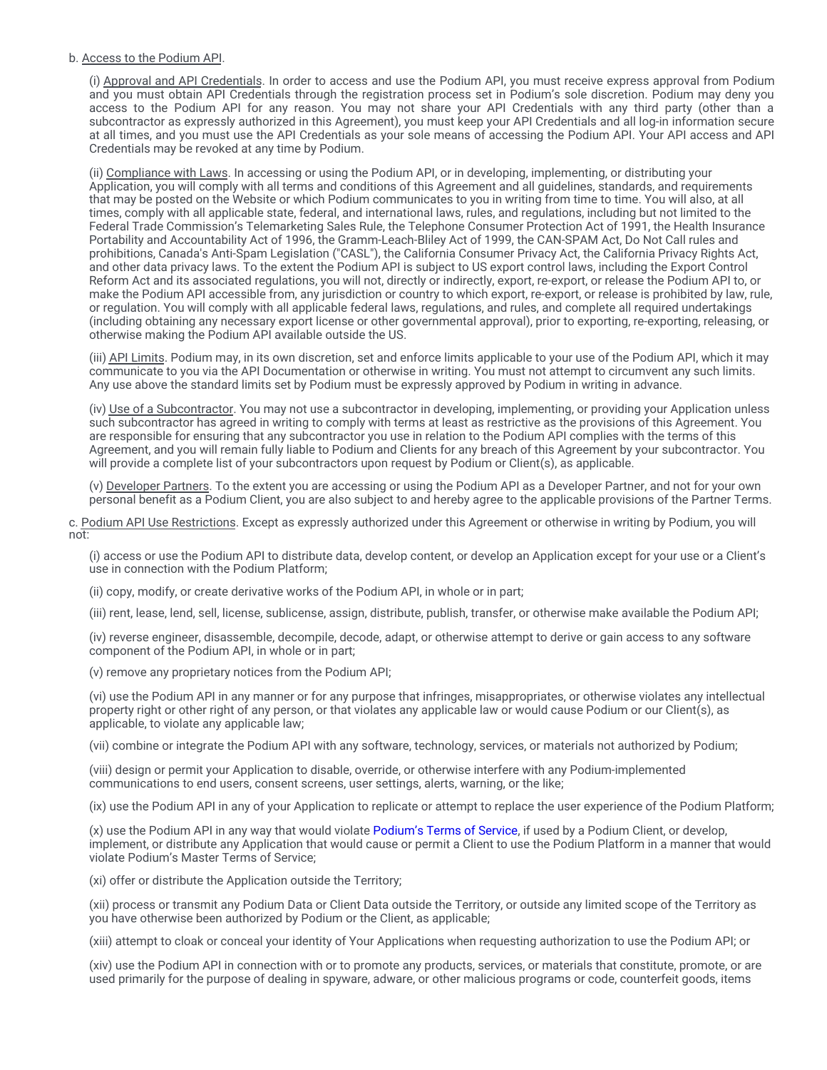b. Access to the Podium API.

(i) Approval and API Credentials. In order to access and use the Podium API, you must receive express approval from Podium and you must obtain API Credentials through the registration process set in Podium's sole discretion. Podium may deny you access to the Podium API for any reason. You may not share your API Credentials with any third party (other than a subcontractor as expressly authorized in this Agreement), you must keep your API Credentials and all log-in information secure at all times, and you must use the API Credentials as your sole means of accessing the Podium API. Your API access and API Credentials may be revoked at any time by Podium.

(ii) Compliance with Laws. In accessing or using the Podium API, or in developing, implementing, or distributing your Application, you will comply with all terms and conditions of this Agreement and all guidelines, standards, and requirements that may be posted on the Website or which Podium communicates to you in writing from time to time. You will also, at all times, comply with all applicable state, federal, and international laws, rules, and regulations, including but not limited to the Federal Trade Commission's Telemarketing Sales Rule, the Telephone Consumer Protection Act of 1991, the Health Insurance Portability and Accountability Act of 1996, the Gramm-Leach-Bliley Act of 1999, the CAN-SPAM Act, Do Not Call rules and prohibitions, Canada's Anti-Spam Legislation ("CASL"), the California Consumer Privacy Act, the California Privacy Rights Act, and other data privacy laws. To the extent the Podium API is subject to US export control laws, including the Export Control Reform Act and its associated regulations, you will not, directly or indirectly, export, re-export, or release the Podium API to, or make the Podium API accessible from, any jurisdiction or country to which export, re-export, or release is prohibited by law, rule, or regulation. You will comply with all applicable federal laws, regulations, and rules, and complete all required undertakings (including obtaining any necessary export license or other governmental approval), prior to exporting, re-exporting, releasing, or otherwise making the Podium API available outside the US.

(iii) API Limits. Podium may, in its own discretion, set and enforce limits applicable to your use of the Podium API, which it may communicate to you via the API Documentation or otherwise in writing. You must not attempt to circumvent any such limits. Any use above the standard limits set by Podium must be expressly approved by Podium in writing in advance.

(iv) Use of a Subcontractor. You may not use a subcontractor in developing, implementing, or providing your Application unless such subcontractor has agreed in writing to comply with terms at least as restrictive as the provisions of this Agreement. You are responsible for ensuring that any subcontractor you use in relation to the Podium API complies with the terms of this Agreement, and you will remain fully liable to Podium and Clients for any breach of this Agreement by your subcontractor. You will provide a complete list of your subcontractors upon request by Podium or Client(s), as applicable.

(v) Developer Partners. To the extent you are accessing or using the Podium API as a Developer Partner, and not for your own personal benefit as a Podium Client, you are also subject to and hereby agree to the applicable provisions of the Partner Terms.

c. Podium API Use Restrictions. Except as expressly authorized under this Agreement or otherwise in writing by Podium, you will not:

(i) access or use the Podium API to distribute data, develop content, or develop an Application except for your use or a Client's use in connection with the Podium Platform;

(ii) copy, modify, or create derivative works of the Podium API, in whole or in part;

(iii) rent, lease, lend, sell, license, sublicense, assign, distribute, publish, transfer, or otherwise make available the Podium API;

(iv) reverse engineer, disassemble, decompile, decode, adapt, or otherwise attempt to derive or gain access to any software component of the Podium API, in whole or in part;

(v) remove any proprietary notices from the Podium API;

(vi) use the Podium API in any manner or for any purpose that infringes, misappropriates, or otherwise violates any intellectual property right or other right of any person, or that violates any applicable law or would cause Podium or our Client(s), as applicable, to violate any applicable law;

(vii) combine or integrate the Podium API with any software, technology, services, or materials not authorized by Podium;

(viii) design or permit your Application to disable, override, or otherwise interfere with any Podium-implemented communications to end users, consent screens, user settings, alerts, warning, or the like;

(ix) use the Podium API in any of your Application to replicate or attempt to replace the user experience of the Podium Platform;

(x) use the Podium API in any way that would violate Podium's Terms of Service, if used by a Podium Client, or develop, implement, or distribute any Application that would cause or permit a Client to use the Podium Platform in a manner that would violate Podium's Master Terms of Service;

(xi) offer or distribute the Application outside the Territory;

(xii) process or transmit any Podium Data or Client Data outside the Territory, or outside any limited scope of the Territory as you have otherwise been authorized by Podium or the Client, as applicable;

(xiii) attempt to cloak or conceal your identity of Your Applications when requesting authorization to use the Podium API; or

(xiv) use the Podium API in connection with or to promote any products, services, or materials that constitute, promote, or are used primarily for the purpose of dealing in spyware, adware, or other malicious programs or code, counterfeit goods, items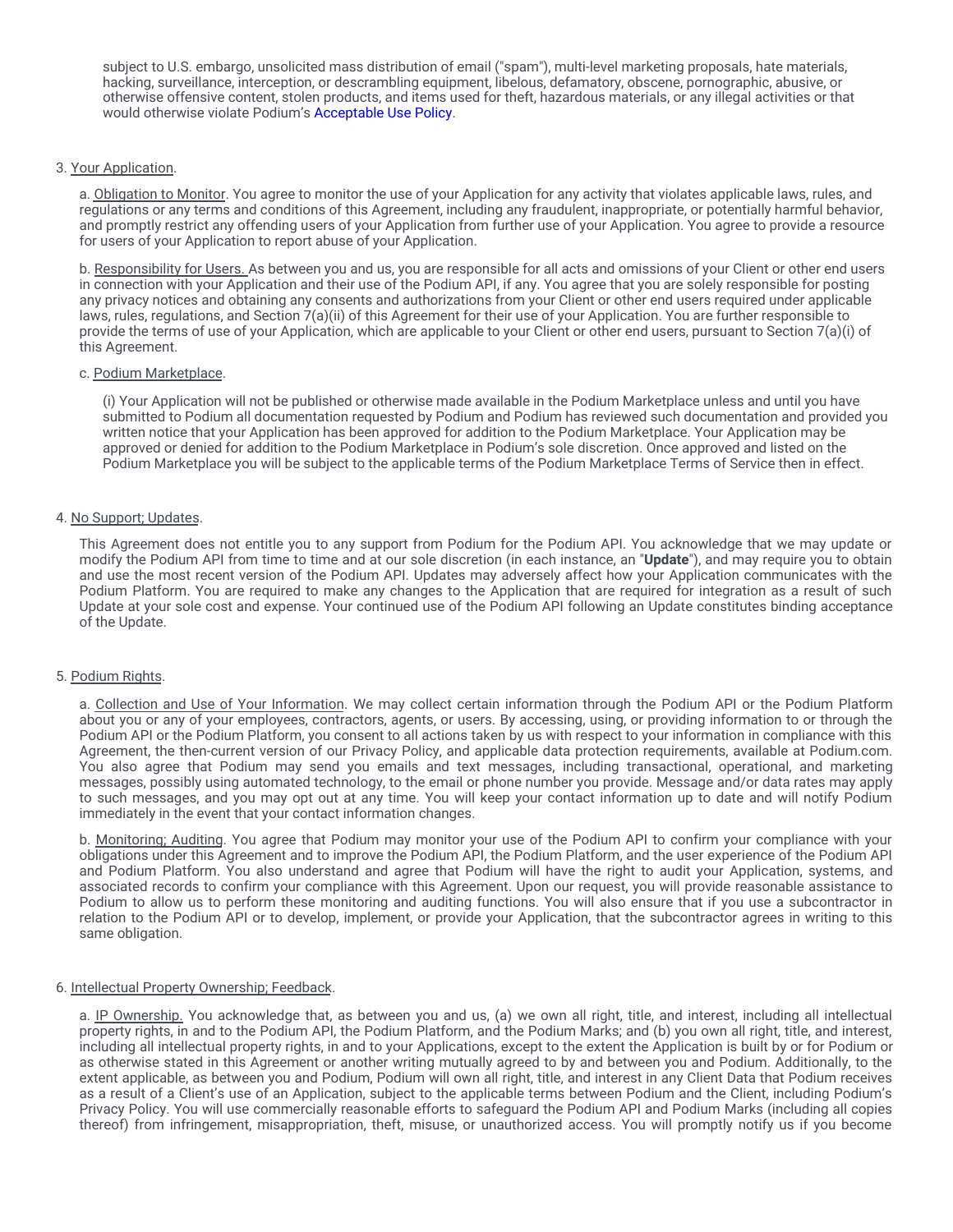subject to U.S. embargo, unsolicited mass distribution of email ("spam"), multi-level marketing proposals, hate materials, hacking, surveillance, interception, or descrambling equipment, libelous, defamatory, obscene, pornographic, abusive, or otherwise offensive content, stolen products, and items used for theft, hazardous materials, or any illegal activities or that would otherwise violate Podium's Acceptable Use Policy.

3. Your Application.

a. Obligation to Monitor. You agree to monitor the use of your Application for any activity that violates applicable laws, rules, and regulations or any terms and conditions of this Agreement, including any fraudulent, inappropriate, or potentially harmful behavior, and promptly restrict any offending users of your Application from further use of your Application. You agree to provide a resource for users of your Application to report abuse of your Application.

b. Responsibility for Users. As between you and us, you are responsible for all acts and omissions of your Client or other end users in connection with your Application and their use of the Podium API, if any. You agree that you are solely responsible for posting any privacy notices and obtaining any consents and authorizations from your Client or other end users required under applicable laws, rules, regulations, and Section 7(a)(ii) of this Agreement for their use of your Application. You are further responsible to provide the terms of use of your Application, which are applicable to your Client or other end users, pursuant to Section 7(a)(i) of this Agreement.

c. Podium Marketplace.

(i) Your Application will not be published or otherwise made available in the Podium Marketplace unless and until you have submitted to Podium all documentation requested by Podium and Podium has reviewed such documentation and provided you written notice that your Application has been approved for addition to the Podium Marketplace. Your Application may be approved or denied for addition to the Podium Marketplace in Podium's sole discretion. Once approved and listed on the Podium Marketplace you will be subject to the applicable terms of the Podium Marketplace Terms of Service then in effect.

4. No Support; Updates.

This Agreement does not entitle you to any support from Podium for the Podium API. You acknowledge that we may update or modify the Podium API from time to time and at our sole discretion (in each instance, an "**Update**"), and may require you to obtain and use the most recent version of the Podium API. Updates may adversely affect how your Application communicates with the Podium Platform. You are required to make any changes to the Application that are required for integration as a result of such Update at your sole cost and expense. Your continued use of the Podium API following an Update constitutes binding acceptance of the Update.

5. Podium Rights.

a. Collection and Use of Your Information. We may collect certain information through the Podium API or the Podium Platform about you or any of your employees, contractors, agents, or users. By accessing, using, or providing information to or through the Podium API or the Podium Platform, you consent to all actions taken by us with respect to your information in compliance with this Agreement, the then-current version of our Privacy Policy, and applicable data protection requirements, available at Podium.com. You also agree that Podium may send you emails and text messages, including transactional, operational, and marketing messages, possibly using automated technology, to the email or phone number you provide. Message and/or data rates may apply to such messages, and you may opt out at any time. You will keep your contact information up to date and will notify Podium immediately in the event that your contact information changes.

b. Monitoring; Auditing. You agree that Podium may monitor your use of the Podium API to confirm your compliance with your obligations under this Agreement and to improve the Podium API, the Podium Platform, and the user experience of the Podium API and Podium Platform. You also understand and agree that Podium will have the right to audit your Application, systems, and associated records to confirm your compliance with this Agreement. Upon our request, you will provide reasonable assistance to Podium to allow us to perform these monitoring and auditing functions. You will also ensure that if you use a subcontractor in relation to the Podium API or to develop, implement, or provide your Application, that the subcontractor agrees in writing to this same obligation.

6. Intellectual Property Ownership; Feedback.

a. IP Ownership. You acknowledge that, as between you and us, (a) we own all right, title, and interest, including all intellectual property rights, in and to the Podium API, the Podium Platform, and the Podium Marks; and (b) you own all right, title, and interest, including all intellectual property rights, in and to your Applications, except to the extent the Application is built by or for Podium or as otherwise stated in this Agreement or another writing mutually agreed to by and between you and Podium. Additionally, to the extent applicable, as between you and Podium, Podium will own all right, title, and interest in any Client Data that Podium receives as a result of a Client's use of an Application, subject to the applicable terms between Podium and the Client, including Podium's Privacy Policy. You will use commercially reasonable efforts to safeguard the Podium API and Podium Marks (including all copies thereof) from infringement, misappropriation, theft, misuse, or unauthorized access. You will promptly notify us if you become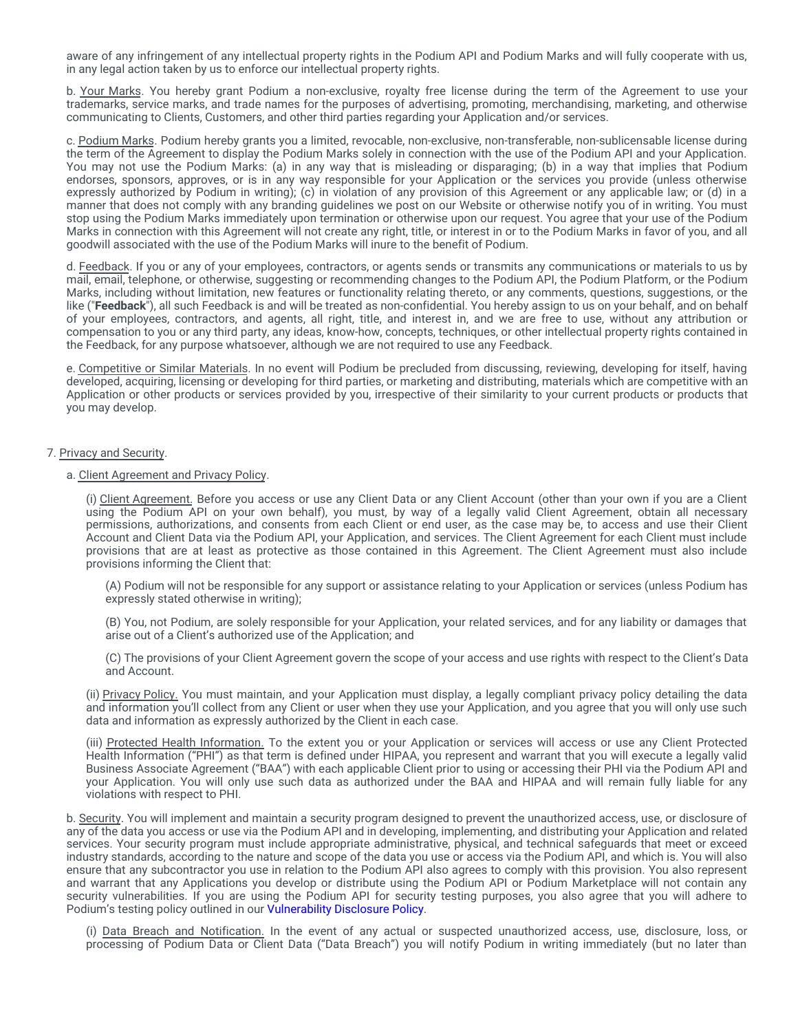aware of any infringement of any intellectual property rights in the Podium API and Podium Marks and will fully cooperate with us, in any legal action taken by us to enforce our intellectual property rights.

b. Your Marks. You hereby grant Podium a non-exclusive, royalty free license during the term of the Agreement to use your trademarks, service marks, and trade names for the purposes of advertising, promoting, merchandising, marketing, and otherwise communicating to Clients, Customers, and other third parties regarding your Application and/or services.

c. Podium Marks. Podium hereby grants you a limited, revocable, non-exclusive, non-transferable, non-sublicensable license during the term of the Agreement to display the Podium Marks solely in connection with the use of the Podium API and your Application. You may not use the Podium Marks: (a) in any way that is misleading or disparaging; (b) in a way that implies that Podium endorses, sponsors, approves, or is in any way responsible for your Application or the services you provide (unless otherwise expressly authorized by Podium in writing); (c) in violation of any provision of this Agreement or any applicable law; or (d) in a manner that does not comply with any branding guidelines we post on our Website or otherwise notify you of in writing. You must stop using the Podium Marks immediately upon termination or otherwise upon our request. You agree that your use of the Podium Marks in connection with this Agreement will not create any right, title, or interest in or to the Podium Marks in favor of you, and all goodwill associated with the use of the Podium Marks will inure to the benefit of Podium.

d. Feedback. If you or any of your employees, contractors, or agents sends or transmits any communications or materials to us by mail, email, telephone, or otherwise, suggesting or recommending changes to the Podium API, the Podium Platform, or the Podium Marks, including without limitation, new features or functionality relating thereto, or any comments, questions, suggestions, or the like ("**Feedback**"), all such Feedback is and will be treated as non-confidential. You hereby assign to us on your behalf, and on behalf of your employees, contractors, and agents, all right, title, and interest in, and we are free to use, without any attribution or compensation to you or any third party, any ideas, know-how, concepts, techniques, or other intellectual property rights contained in the Feedback, for any purpose whatsoever, although we are not required to use any Feedback.

e. Competitive or Similar Materials. In no event will Podium be precluded from discussing, reviewing, developing for itself, having developed, acquiring, licensing or developing for third parties, or marketing and distributing, materials which are competitive with an Application or other products or services provided by you, irrespective of their similarity to your current products or products that you may develop.

7. Privacy and Security.

a. Client Agreement and Privacy Policy.

(i) Client Agreement. Before you access or use any Client Data or any Client Account (other than your own if you are a Client using the Podium API on your own behalf), you must, by way of a legally valid Client Agreement, obtain all necessary permissions, authorizations, and consents from each Client or end user, as the case may be, to access and use their Client Account and Client Data via the Podium API, your Application, and services. The Client Agreement for each Client must include provisions that are at least as protective as those contained in this Agreement. The Client Agreement must also include provisions informing the Client that:

(A) Podium will not be responsible for any support or assistance relating to your Application or services (unless Podium has expressly stated otherwise in writing);

(B) You, not Podium, are solely responsible for your Application, your related services, and for any liability or damages that arise out of a Client's authorized use of the Application; and

(C) The provisions of your Client Agreement govern the scope of your access and use rights with respect to the Client's Data and Account.

(ii) Privacy Policy. You must maintain, and your Application must display, a legally compliant privacy policy detailing the data and information you'll collect from any Client or user when they use your Application, and you agree that you will only use such data and information as expressly authorized by the Client in each case.

(iii) Protected Health Information. To the extent you or your Application or services will access or use any Client Protected Health Information ("PHI") as that term is defined under HIPAA, you represent and warrant that you will execute a legally valid Business Associate Agreement ("BAA") with each applicable Client prior to using or accessing their PHI via the Podium API and your Application. You will only use such data as authorized under the BAA and HIPAA and will remain fully liable for any violations with respect to PHI.

b. Security. You will implement and maintain a security program designed to prevent the unauthorized access, use, or disclosure of any of the data you access or use via the Podium API and in developing, implementing, and distributing your Application and related services. Your security program must include appropriate administrative, physical, and technical safeguards that meet or exceed industry standards, according to the nature and scope of the data you use or access via the Podium API, and which is. You will also ensure that any subcontractor you use in relation to the Podium API also agrees to comply with this provision. You also represent and warrant that any Applications you develop or distribute using the Podium API or Podium Marketplace will not contain any security vulnerabilities. If you are using the Podium API for security testing purposes, you also agree that you will adhere to Podium's testing policy outlined in our Vulnerability Disclosure Policy.

(i) Data Breach and Notification. In the event of any actual or suspected unauthorized access, use, disclosure, loss, or processing of Podium Data or Client Data ("Data Breach") you will notify Podium in writing immediately (but no later than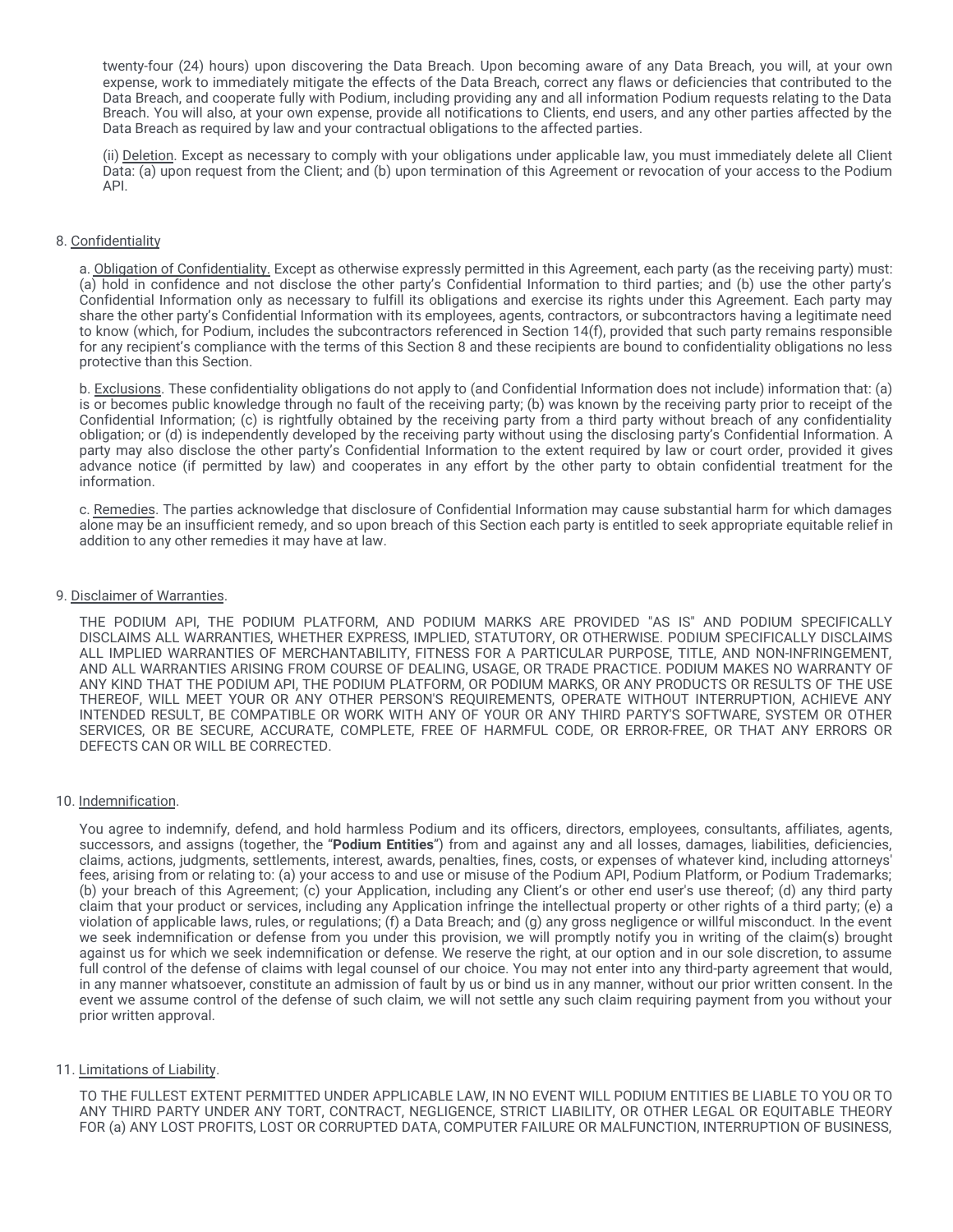twenty-four (24) hours) upon discovering the Data Breach. Upon becoming aware of any Data Breach, you will, at your own expense, work to immediately mitigate the effects of the Data Breach, correct any flaws or deficiencies that contributed to the Data Breach, and cooperate fully with Podium, including providing any and all information Podium requests relating to the Data Breach. You will also, at your own expense, provide all notifications to Clients, end users, and any other parties affected by the Data Breach as required by law and your contractual obligations to the affected parties.

(ii) Deletion. Except as necessary to comply with your obligations under applicable law, you must immediately delete all Client Data: (a) upon request from the Client; and (b) upon termination of this Agreement or revocation of your access to the Podium API.

8. Confidentiality

a. Obligation of Confidentiality. Except as otherwise expressly permitted in this Agreement, each party (as the receiving party) must: (a) hold in confidence and not disclose the other party's Confidential Information to third parties; and (b) use the other party's Confidential Information only as necessary to fulfill its obligations and exercise its rights under this Agreement. Each party may share the other party's Confidential Information with its employees, agents, contractors, or subcontractors having a legitimate need to know (which, for Podium, includes the subcontractors referenced in Section 14(f), provided that such party remains responsible for any recipient's compliance with the terms of this Section 8 and these recipients are bound to confidentiality obligations no less protective than this Section.

b. Exclusions. These confidentiality obligations do not apply to (and Confidential Information does not include) information that: (a) is or becomes public knowledge through no fault of the receiving party; (b) was known by the receiving party prior to receipt of the Confidential Information; (c) is rightfully obtained by the receiving party from a third party without breach of any confidentiality obligation; or (d) is independently developed by the receiving party without using the disclosing party's Confidential Information. A party may also disclose the other party's Confidential Information to the extent required by law or court order, provided it gives advance notice (if permitted by law) and cooperates in any effort by the other party to obtain confidential treatment for the information.

c. Remedies. The parties acknowledge that disclosure of Confidential Information may cause substantial harm for which damages alone may be an insufficient remedy, and so upon breach of this Section each party is entitled to seek appropriate equitable relief in addition to any other remedies it may have at law.

9. Disclaimer of Warranties.

THE PODIUM API, THE PODIUM PLATFORM, AND PODIUM MARKS ARE PROVIDED "AS IS" AND PODIUM SPECIFICALLY DISCLAIMS ALL WARRANTIES, WHETHER EXPRESS, IMPLIED, STATUTORY, OR OTHERWISE. PODIUM SPECIFICALLY DISCLAIMS ALL IMPLIED WARRANTIES OF MERCHANTABILITY, FITNESS FOR A PARTICULAR PURPOSE, TITLE, AND NON-INFRINGEMENT, AND ALL WARRANTIES ARISING FROM COURSE OF DEALING, USAGE, OR TRADE PRACTICE. PODIUM MAKES NO WARRANTY OF ANY KIND THAT THE PODIUM API, THE PODIUM PLATFORM, OR PODIUM MARKS, OR ANY PRODUCTS OR RESULTS OF THE USE THEREOF, WILL MEET YOUR OR ANY OTHER PERSON'S REQUIREMENTS, OPERATE WITHOUT INTERRUPTION, ACHIEVE ANY INTENDED RESULT, BE COMPATIBLE OR WORK WITH ANY OF YOUR OR ANY THIRD PARTY'S SOFTWARE, SYSTEM OR OTHER SERVICES, OR BE SECURE, ACCURATE, COMPLETE, FREE OF HARMFUL CODE, OR ERROR-FREE, OR THAT ANY ERRORS OR DEFECTS CAN OR WILL BE CORRECTED.

10. Indemnification.

You agree to indemnify, defend, and hold harmless Podium and its officers, directors, employees, consultants, affiliates, agents, successors, and assigns (together, the "**Podium Entities**") from and against any and all losses, damages, liabilities, deficiencies, claims, actions, judgments, settlements, interest, awards, penalties, fines, costs, or expenses of whatever kind, including attorneys' fees, arising from or relating to: (a) your access to and use or misuse of the Podium API, Podium Platform, or Podium Trademarks; (b) your breach of this Agreement; (c) your Application, including any Client's or other end user's use thereof; (d) any third party claim that your product or services, including any Application infringe the intellectual property or other rights of a third party; (e) a violation of applicable laws, rules, or regulations; (f) a Data Breach; and (g) any gross negligence or willful misconduct. In the event we seek indemnification or defense from you under this provision, we will promptly notify you in writing of the claim(s) brought against us for which we seek indemnification or defense. We reserve the right, at our option and in our sole discretion, to assume full control of the defense of claims with legal counsel of our choice. You may not enter into any third-party agreement that would, in any manner whatsoever, constitute an admission of fault by us or bind us in any manner, without our prior written consent. In the event we assume control of the defense of such claim, we will not settle any such claim requiring payment from you without your prior written approval.

11. Limitations of Liability.

TO THE FULLEST EXTENT PERMITTED UNDER APPLICABLE LAW, IN NO EVENT WILL PODIUM ENTITIES BE LIABLE TO YOU OR TO ANY THIRD PARTY UNDER ANY TORT, CONTRACT, NEGLIGENCE, STRICT LIABILITY, OR OTHER LEGAL OR EQUITABLE THEORY FOR (a) ANY LOST PROFITS, LOST OR CORRUPTED DATA, COMPUTER FAILURE OR MALFUNCTION, INTERRUPTION OF BUSINESS,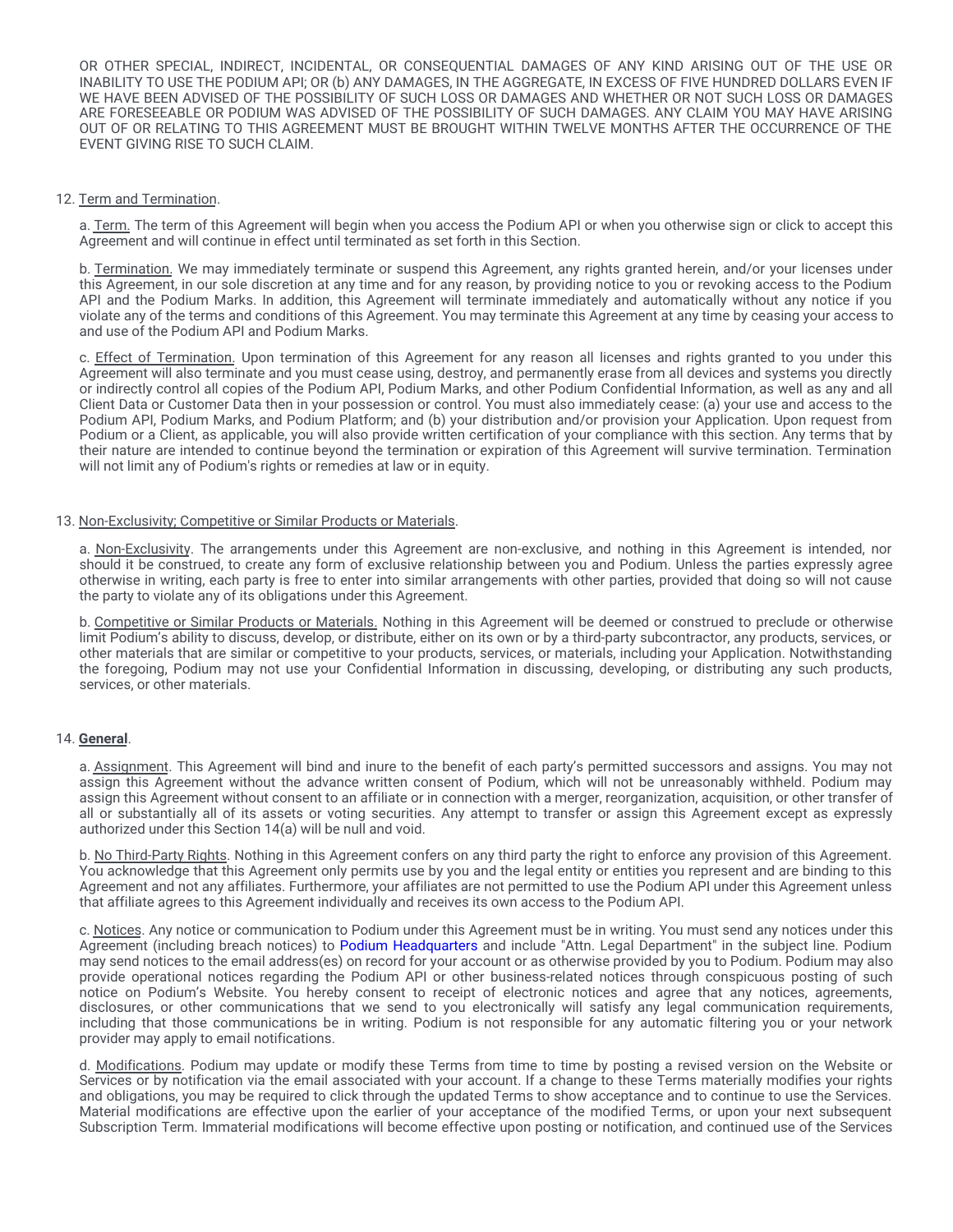OR OTHER SPECIAL, INDIRECT, INCIDENTAL, OR CONSEQUENTIAL DAMAGES OF ANY KIND ARISING OUT OF THE USE OR INABILITY TO USE THE PODIUM API; OR (b) ANY DAMAGES, IN THE AGGREGATE, IN EXCESS OF FIVE HUNDRED DOLLARS EVEN IF WE HAVE BEEN ADVISED OF THE POSSIBILITY OF SUCH LOSS OR DAMAGES AND WHETHER OR NOT SUCH LOSS OR DAMAGES ARE FORESEEABLE OR PODIUM WAS ADVISED OF THE POSSIBILITY OF SUCH DAMAGES. ANY CLAIM YOU MAY HAVE ARISING OUT OF OR RELATING TO THIS AGREEMENT MUST BE BROUGHT WITHIN TWELVE MONTHS AFTER THE OCCURRENCE OF THE EVENT GIVING RISE TO SUCH CLAIM.

12. Term and Termination.

a. Term. The term of this Agreement will begin when you access the Podium API or when you otherwise sign or click to accept this Agreement and will continue in effect until terminated as set forth in this Section.

b. Termination. We may immediately terminate or suspend this Agreement, any rights granted herein, and/or your licenses under this Agreement, in our sole discretion at any time and for any reason, by providing notice to you or revoking access to the Podium API and the Podium Marks. In addition, this Agreement will terminate immediately and automatically without any notice if you violate any of the terms and conditions of this Agreement. You may terminate this Agreement at any time by ceasing your access to and use of the Podium API and Podium Marks.

c. Effect of Termination. Upon termination of this Agreement for any reason all licenses and rights granted to you under this Agreement will also terminate and you must cease using, destroy, and permanently erase from all devices and systems you directly or indirectly control all copies of the Podium API, Podium Marks, and other Podium Confidential Information, as well as any and all Client Data or Customer Data then in your possession or control. You must also immediately cease: (a) your use and access to the Podium API, Podium Marks, and Podium Platform; and (b) your distribution and/or provision your Application. Upon request from Podium or a Client, as applicable, you will also provide written certification of your compliance with this section. Any terms that by their nature are intended to continue beyond the termination or expiration of this Agreement will survive termination. Termination will not limit any of Podium's rights or remedies at law or in equity.

13. Non-Exclusivity; Competitive or Similar Products or Materials.

a. Non-Exclusivity. The arrangements under this Agreement are non-exclusive, and nothing in this Agreement is intended, nor should it be construed, to create any form of exclusive relationship between you and Podium. Unless the parties expressly agree otherwise in writing, each party is free to enter into similar arrangements with other parties, provided that doing so will not cause the party to violate any of its obligations under this Agreement.

b. Competitive or Similar Products or Materials. Nothing in this Agreement will be deemed or construed to preclude or otherwise limit Podium's ability to discuss, develop, or distribute, either on its own or by a third-party subcontractor, any products, services, or other materials that are similar or competitive to your products, services, or materials, including your Application. Notwithstanding the foregoing, Podium may not use your Confidential Information in discussing, developing, or distributing any such products, services, or other materials.

14. **General**.

a. Assignment. This Agreement will bind and inure to the benefit of each party's permitted successors and assigns. You may not assign this Agreement without the advance written consent of Podium, which will not be unreasonably withheld. Podium may assign this Agreement without consent to an affiliate or in connection with a merger, reorganization, acquisition, or other transfer of all or substantially all of its assets or voting securities. Any attempt to transfer or assign this Agreement except as expressly authorized under this Section 14(a) will be null and void.

b. No Third-Party Rights. Nothing in this Agreement confers on any third party the right to enforce any provision of this Agreement. You acknowledge that this Agreement only permits use by you and the legal entity or entities you represent and are binding to this Agreement and not any affiliates. Furthermore, your affiliates are not permitted to use the Podium API under this Agreement unless that affiliate agrees to this Agreement individually and receives its own access to the Podium API.

c. Notices. Any notice or communication to Podium under this Agreement must be in writing. You must send any notices under this Agreement (including breach notices) to Podium Headquarters and include "Attn. Legal Department" in the subject line. Podium may send notices to the email address(es) on record for your account or as otherwise provided by you to Podium. Podium may also provide operational notices regarding the Podium API or other business-related notices through conspicuous posting of such notice on Podium's Website. You hereby consent to receipt of electronic notices and agree that any notices, agreements, disclosures, or other communications that we send to you electronically will satisfy any legal communication requirements, including that those communications be in writing. Podium is not responsible for any automatic filtering you or your network provider may apply to email notifications.

d. Modifications. Podium may update or modify these Terms from time to time by posting a revised version on the Website or Services or by notification via the email associated with your account. If a change to these Terms materially modifies your rights and obligations, you may be required to click through the updated Terms to show acceptance and to continue to use the Services. Material modifications are effective upon the earlier of your acceptance of the modified Terms, or upon your next subsequent Subscription Term. Immaterial modifications will become effective upon posting or notification, and continued use of the Services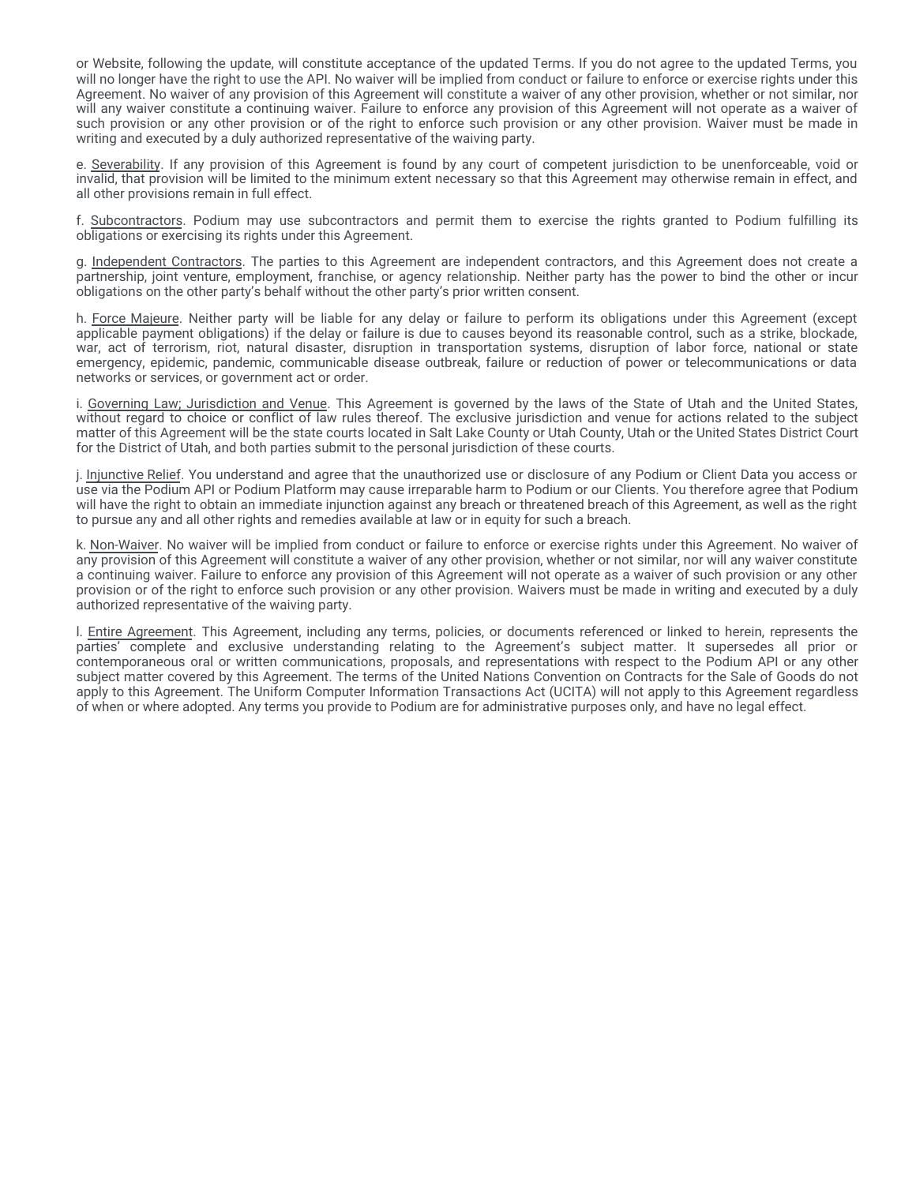or Website, following the update, will constitute acceptance of the updated Terms. If you do not agree to the updated Terms, you will no longer have the right to use the API. No waiver will be implied from conduct or failure to enforce or exercise rights under this Agreement. No waiver of any provision of this Agreement will constitute a waiver of any other provision, whether or not similar, nor will any waiver constitute a continuing waiver. Failure to enforce any provision of this Agreement will not operate as a waiver of such provision or any other provision or of the right to enforce such provision or any other provision. Waiver must be made in writing and executed by a duly authorized representative of the waiving party.

e. Severability. If any provision of this Agreement is found by any court of competent jurisdiction to be unenforceable, void or invalid, that provision will be limited to the minimum extent necessary so that this Agreement may otherwise remain in effect, and all other provisions remain in full effect.

f. Subcontractors. Podium may use subcontractors and permit them to exercise the rights granted to Podium fulfilling its obligations or exercising its rights under this Agreement.

g. Independent Contractors. The parties to this Agreement are independent contractors, and this Agreement does not create a partnership, joint venture, employment, franchise, or agency relationship. Neither party has the power to bind the other or incur obligations on the other party's behalf without the other party's prior written consent.

h. Force Majeure. Neither party will be liable for any delay or failure to perform its obligations under this Agreement (except applicable payment obligations) if the delay or failure is due to causes beyond its reasonable control, such as a strike, blockade, war, act of terrorism, riot, natural disaster, disruption in transportation systems, disruption of labor force, national or state emergency, epidemic, pandemic, communicable disease outbreak, failure or reduction of power or telecommunications or data networks or services, or government act or order.

i. Governing Law; Jurisdiction and Venue. This Agreement is governed by the laws of the State of Utah and the United States, without regard to choice or conflict of law rules thereof. The exclusive jurisdiction and venue for actions related to the subject matter of this Agreement will be the state courts located in Salt Lake County or Utah County, Utah or the United States District Court for the District of Utah, and both parties submit to the personal jurisdiction of these courts.

j. Injunctive Relief. You understand and agree that the unauthorized use or disclosure of any Podium or Client Data you access or use via the Podium API or Podium Platform may cause irreparable harm to Podium or our Clients. You therefore agree that Podium will have the right to obtain an immediate injunction against any breach or threatened breach of this Agreement, as well as the right to pursue any and all other rights and remedies available at law or in equity for such a breach.

k. Non-Waiver. No waiver will be implied from conduct or failure to enforce or exercise rights under this Agreement. No waiver of any provision of this Agreement will constitute a waiver of any other provision, whether or not similar, nor will any waiver constitute a continuing waiver. Failure to enforce any provision of this Agreement will not operate as a waiver of such provision or any other provision or of the right to enforce such provision or any other provision. Waivers must be made in writing and executed by a duly authorized representative of the waiving party.

l. Entire Agreement. This Agreement, including any terms, policies, or documents referenced or linked to herein, represents the parties' complete and exclusive understanding relating to the Agreement's subject matter. It supersedes all prior or contemporaneous oral or written communications, proposals, and representations with respect to the Podium API or any other subject matter covered by this Agreement. The terms of the United Nations Convention on Contracts for the Sale of Goods do not apply to this Agreement. The Uniform Computer Information Transactions Act (UCITA) will not apply to this Agreement regardless of when or where adopted. Any terms you provide to Podium are for administrative purposes only, and have no legal effect.